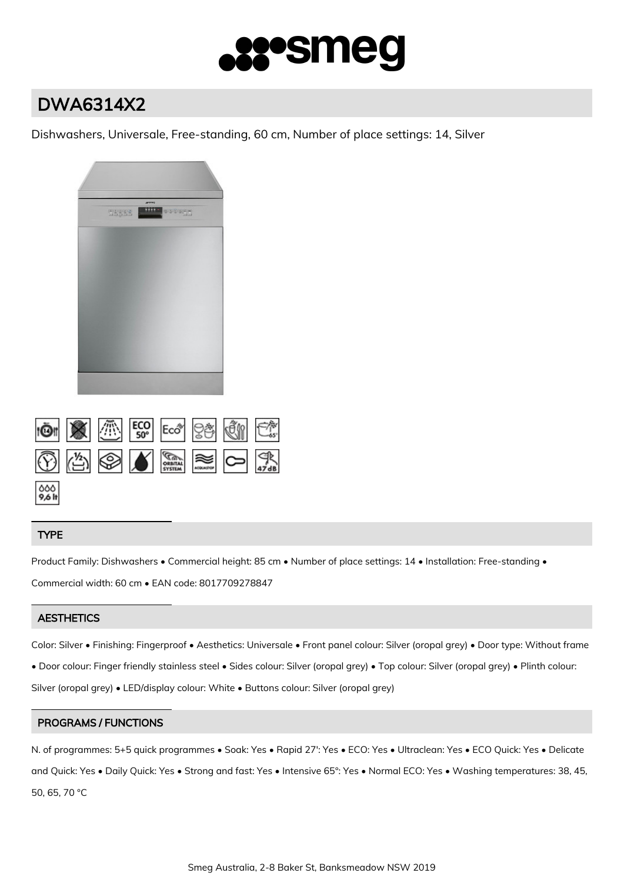# DWA6314X2

Dishwashers, Universale, Free-standing, 60 cm, Number of place settings: 14, Silver

## TYPE

Product Family: Dishwashers • Commercial height: 85 cm • Number of place settings: 14 • Installation: Free-standing • Commercial width: 60 cm • EAN code: 8017709278847

## AESTHETICS

Color: Silver • Finishing: Fingerproof • Aesthetics: Universale • Front panel colour: Silver (oropal grey) • Door type: Without frame • Door colour: Finger friendly stainless steel • Sides colour: Silver (oropal grey) • Top colour: Silver (oropal grey) • Plinth colour: Silver (oropal grey) • LED/display colour: White • Buttons colour: Silver (oropal grey)

## PROGRAMS / FUNCTIONS

N. of programmes: 5+5 quick programmes • Soak: Yes • Rapid 27': Yes • ECO: Yes • Ultraclean: Yes • ECO Quick: Yes • Delicate and Quick: Yes • Daily Quick: Yes • Strong and fast: Yes • Intensive 65°: Yes • Normal ECO: Yes • Washing temperatures: 38, 45, 50, 65, 70 °C

Smeg Australia, 2-8 Baker St, Banksmeadow NSW 2019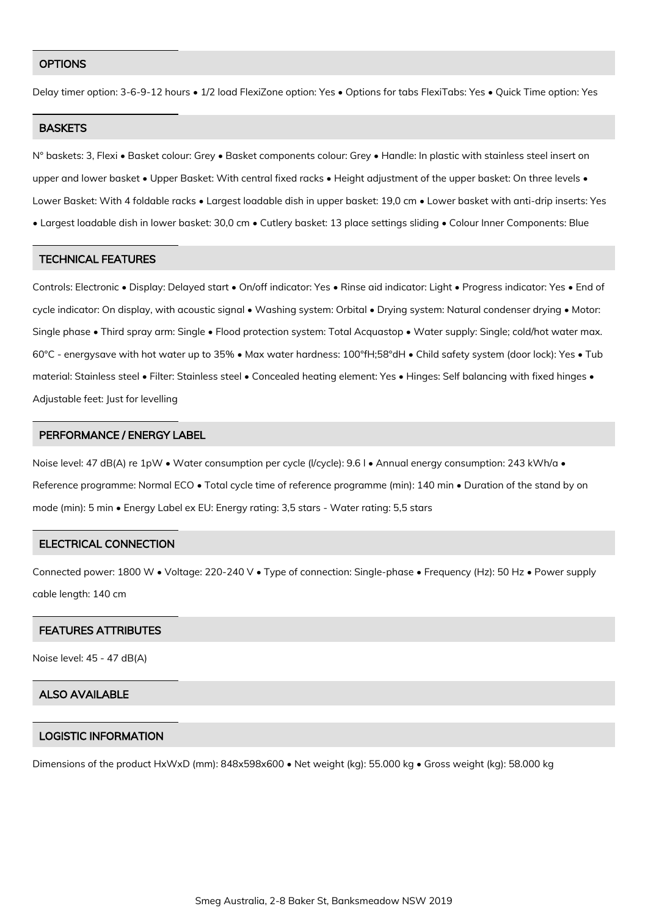## OPTIONS

Delay timer option: 3-6-9-12 hours • 1/2 load FlexiZone option: Yes • Options for tabs FlexiTabs: Yes • Quick Time option: Yes

## BASKETS

N° baskets: 3, Flexi • Basket colour: Grey • Basket components colour: Grey • Handle: In plastic with stainless steel insert on upper and lower basket • Upper Basket: With central fixed racks • Height adjustment of the upper basket: On three levels • Lower Basket: With 4 foldable racks • Largest loadable dish in upper basket: 19,0 cm • Lower basket with anti-drip inserts: Yes • Largest loadable dish in lower basket: 30,0 cm • Cutlery basket: 13 place settings sliding • Colour Inner Components: Blue

## TECHNICAL FEATURES

Controls: Electronic • Display: Delayed start • On/off indicator: Yes • Rinse aid indicator: Light • Progress indicator: Yes • End of cycle indicator: On display, with acoustic signal • Washing system: Orbital • Drying system: Natural condenser drying • Motor: Single phase • Third spray arm: Single • Flood protection system: Total Acquastop • Water supply: Single; cold/hot water max. 60°C - energysave with hot water up to 35% • Max water hardness: 100°fH;58°dH • Child safety system (door lock): Yes • Tub material: Stainless steel • Filter: Stainless steel • Concealed heating element: Yes • Hinges: Self balancing with fixed hinges • Adjustable feet: Just for levelling

## PERFORMANCE / ENERGY LABEL

Noise level: 47 dB(A) re 1pW • Water consumption per cycle (l/cycle): 9.6 l • Annual energy consumption: 243 kWh/a • Reference programme: Normal ECO • Total cycle time of reference programme (min): 140 min • Duration of the stand by on mode (min): 5 min • Energy Label ex EU: Energy rating: 3,5 stars - Water rating: 5,5 stars

## ELECTRICAL CONNECTION

Connected power: 1800 W • Voltage: 220-240 V • Type of connection: Single-phase • Frequency (Hz): 50 Hz • Power supply cable length: 140 cm

## FEATURES ATTRIBUTES

Noise level: 45 - 47 dB(A)

## ALSO AVAILABLE

## LOGISTIC INFORMATION

Dimensions of the product HxWxD (mm): 848x598x600 • Net weight (kg): 55.000 kg • Gross weight (kg): 58.000 kg

Smeg Australia, 2-8 Baker St, Banksmeadow NSW 2019